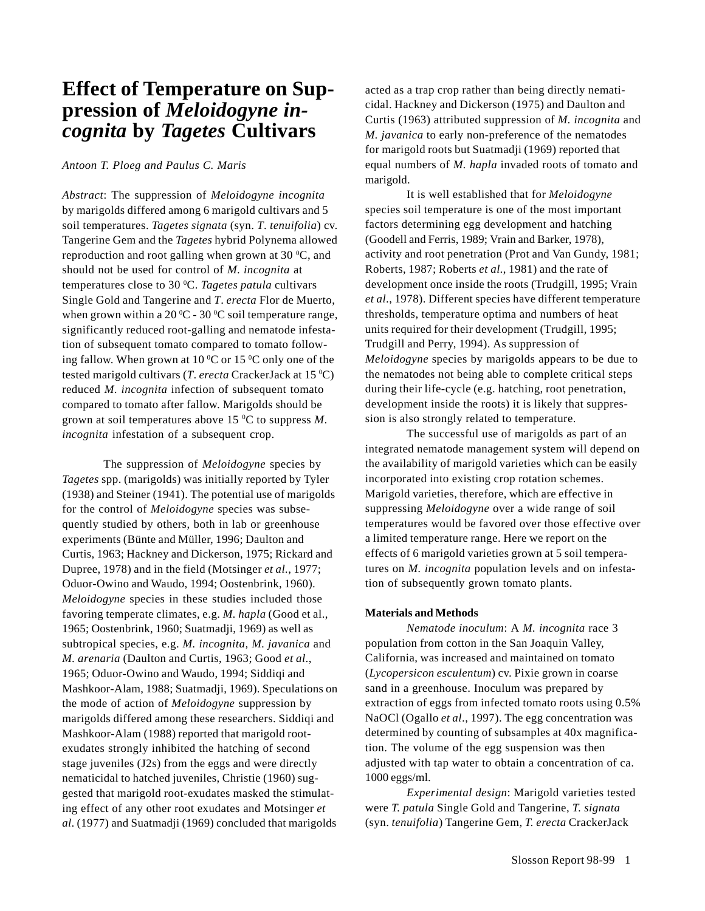# Effect of Temperature on Suppression of *Meloidogyne incognita* by *Tagetes* Cultivars

*Antoon T. Ploeg and Paulus C. Maris*

*Abstract*: The suppression of *Meloidogyne incognita* by marigolds differed among 6 marigold cultivars and 5 soil temperatures. *Tagetes signata* (syn. *T. tenuifolia*) cv. Tangerine Gem and the *Tagetes* hybrid Polynema allowed reproduction and root galling when grown at 30 $^0$C, and should not be used for control of *M. incognita* at temperatures close to 30 $^0$C. *Tagetes patula* cultivars Single Gold and Tangerine and *T. erecta* Flor de Muerto, when grown within a 20 $^0$C - 30 $^0$C soil temperature range, significantly reduced root-galling and nematode infestation of subsequent tomato compared to tomato following fallow. When grown at 10 $^0$C or 15 $^0$C only one of the tested marigold cultivars (*T. erecta* CrackerJack at 15 $^0$C) reduced *M. incognita* infection of subsequent tomato compared to tomato after fallow. Marigolds should be grown at soil temperatures above 15 $^0$C to suppress *M. incognita* infestation of a subsequent crop.

The suppression of *Meloidogyne* species by *Tagetes* spp. (marigolds) was initially reported by Tyler (1938) and Steiner (1941). The potential use of marigolds for the control of *Meloidogyne* species was subsequently studied by others, both in lab or greenhouse experiments (Bünte and Müller, 1996; Daulton and Curtis, 1963; Hackney and Dickerson, 1975; Rickard and Dupree, 1978) and in the field (Motsinger *et al.*, 1977; Oduor-Owino and Waudo, 1994; Oostenbrink, 1960). *Meloidogyne* species in these studies included those favoring temperate climates, e.g. *M. hapla* (Good et al., 1965; Oostenbrink, 1960; Suatmadji, 1969) as well as subtropical species, e.g. *M. incognita*, *M. javanica* and *M. arenaria* (Daulton and Curtis, 1963; Good *et al*., 1965; Oduor-Owino and Waudo, 1994; Siddiqi and Mashkoor-Alam, 1988; Suatmadji, 1969). Speculations on the mode of action of *Meloidogyne* suppression by marigolds differed among these researchers. Siddiqi and Mashkoor-Alam (1988) reported that marigold root-exudates strongly inhibited the hatching of second stage juveniles (J2s) from the eggs and were directly nematicidal to hatched juveniles, Christie (1960) suggested that marigold root-exudates masked the stimulating effect of any other root exudates and Motsinger *et al*. (1977) and Suatmadji (1969) concluded that marigolds acted as a trap crop rather than being directly nematicidal. Hackney and Dickerson (1975) and Daulton and Curtis (1963) attributed suppression of *M. incognita* and *M. javanica* to early non-preference of the nematodes for marigold roots but Suatmadji (1969) reported that equal numbers of *M. hapla* invaded roots of tomato and marigold.

It is well established that for *Meloidogyne* species soil temperature is one of the most important factors determining egg development and hatching (Goodell and Ferris, 1989; Vrain and Barker, 1978), activity and root penetration (Prot and Van Gundy, 1981; Roberts, 1987; Roberts *et al.*, 1981) and the rate of development once inside the roots (Trudgill, 1995; Vrain *et al.*, 1978). Different species have different temperature thresholds, temperature optima and numbers of heat units required for their development (Trudgill, 1995; Trudgill and Perry, 1994). As suppression of *Meloidogyne* species by marigolds appears to be due to the nematodes not being able to complete critical steps during their life-cycle (e.g. hatching, root penetration, development inside the roots) it is likely that suppression is also strongly related to temperature.

The successful use of marigolds as part of an integrated nematode management system will depend on the availability of marigold varieties which can be easily incorporated into existing crop rotation schemes. Marigold varieties, therefore, which are effective in suppressing *Meloidogyne* over a wide range of soil temperatures would be favored over those effective over a limited temperature range. Here we report on the effects of 6 marigold varieties grown at 5 soil temperatures on *M. incognita* population levels and on infestation of subsequently grown tomato plants.

**Materials and Methods**

*Nematode inoculum*: A *M. incognita* race 3 population from cotton in the San Joaquin Valley, California, was increased and maintained on tomato (*Lycopersicon esculentum*) cv. Pixie grown in coarse sand in a greenhouse. Inoculum was prepared by extraction of eggs from infected tomato roots using 0.5% NaOCl (Ogallo *et al*., 1997). The egg concentration was determined by counting of subsamples at 40x magnification. The volume of the egg suspension was then adjusted with tap water to obtain a concentration of ca. 1000 eggs/ml.

*Experimental design*: Marigold varieties tested were *T. patula* Single Gold and Tangerine, *T. signata* (syn. *tenuifolia*) Tangerine Gem, *T. erecta* CrackerJack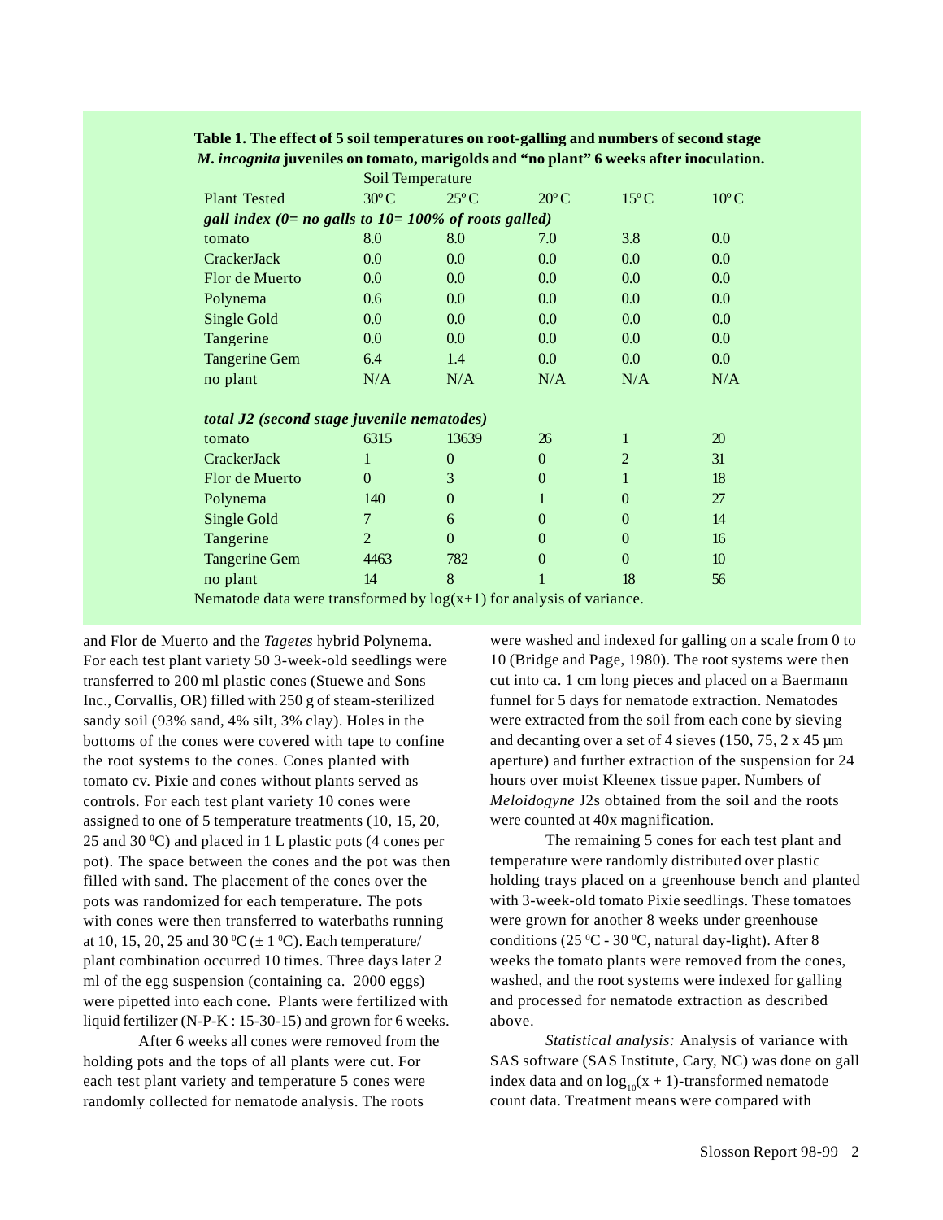**Table 1. The effect of 5 soil temperatures on root-galling and numbers of second stage *M. incognita* juveniles on tomato, marigolds and "no plant" 6 weeks after inoculation.**

| | Soil Temperature | | | | |
|---|---|---|---|---|---|
| Plant Tested | 30°C | 25°C | 20°C | 15°C | 10°C |
| ***gall index (0= no galls to 10= 100% of roots galled)*** | | | | | |
| tomato | 8.0 | 8.0 | 7.0 | 3.8 | 0.0 |
| CrackerJack | 0.0 | 0.0 | 0.0 | 0.0 | 0.0 |
| Flor de Muerto | 0.0 | 0.0 | 0.0 | 0.0 | 0.0 |
| Polynema | 0.6 | 0.0 | 0.0 | 0.0 | 0.0 |
| Single Gold | 0.0 | 0.0 | 0.0 | 0.0 | 0.0 |
| Tangerine | 0.0 | 0.0 | 0.0 | 0.0 | 0.0 |
| Tangerine Gem | 6.4 | 1.4 | 0.0 | 0.0 | 0.0 |
| no plant | N/A | N/A | N/A | N/A | N/A |
| ***total J2 (second stage juvenile nematodes)*** | | | | | |
| tomato | 6315 | 13639 | 26 | 1 | 20 |
| CrackerJack | 1 | 0 | 0 | 2 | 31 |
| Flor de Muerto | 0 | 3 | 0 | 1 | 18 |
| Polynema | 140 | 0 | 1 | 0 | 27 |
| Single Gold | 7 | 6 | 0 | 0 | 14 |
| Tangerine | 2 | 0 | 0 | 0 | 16 |
| Tangerine Gem | 4463 | 782 | 0 | 0 | 10 |
| no plant | 14 | 8 | 1 | 18 | 56 |

Nematode data were transformed by log(x+1) for analysis of variance.

and Flor de Muerto and the *Tagetes* hybrid Polynema. For each test plant variety 50 3-week-old seedlings were transferred to 200 ml plastic cones (Stuewe and Sons Inc., Corvallis, OR) filled with 250 g of steam-sterilized sandy soil (93% sand, 4% silt, 3% clay). Holes in the bottoms of the cones were covered with tape to confine the root systems to the cones. Cones planted with tomato cv. Pixie and cones without plants served as controls. For each test plant variety 10 cones were assigned to one of 5 temperature treatments (10, 15, 20, 25 and 30 °C) and placed in 1 L plastic pots (4 cones per pot). The space between the cones and the pot was then filled with sand. The placement of the cones over the pots was randomized for each temperature. The pots with cones were then transferred to waterbaths running at 10, 15, 20, 25 and 30 °C (± 1 °C). Each temperature/ plant combination occurred 10 times. Three days later 2 ml of the egg suspension (containing ca. 2000 eggs) were pipetted into each cone. Plants were fertilized with liquid fertilizer (N-P-K : 15-30-15) and grown for 6 weeks.

After 6 weeks all cones were removed from the holding pots and the tops of all plants were cut. For each test plant variety and temperature 5 cones were randomly collected for nematode analysis. The roots were washed and indexed for galling on a scale from 0 to 10 (Bridge and Page, 1980). The root systems were then cut into ca. 1 cm long pieces and placed on a Baermann funnel for 5 days for nematode extraction. Nematodes were extracted from the soil from each cone by sieving and decanting over a set of 4 sieves (150, 75, 2 x 45 µm aperture) and further extraction of the suspension for 24 hours over moist Kleenex tissue paper. Numbers of *Meloidogyne* J2s obtained from the soil and the roots were counted at 40x magnification.

The remaining 5 cones for each test plant and temperature were randomly distributed over plastic holding trays placed on a greenhouse bench and planted with 3-week-old tomato Pixie seedlings. These tomatoes were grown for another 8 weeks under greenhouse conditions (25 °C - 30 °C, natural day-light). After 8 weeks the tomato plants were removed from the cones, washed, and the root systems were indexed for galling and processed for nematode extraction as described above.

*Statistical analysis:* Analysis of variance with SAS software (SAS Institute, Cary, NC) was done on gall index data and on $\log_{10}(x + 1)$-transformed nematode count data. Treatment means were compared with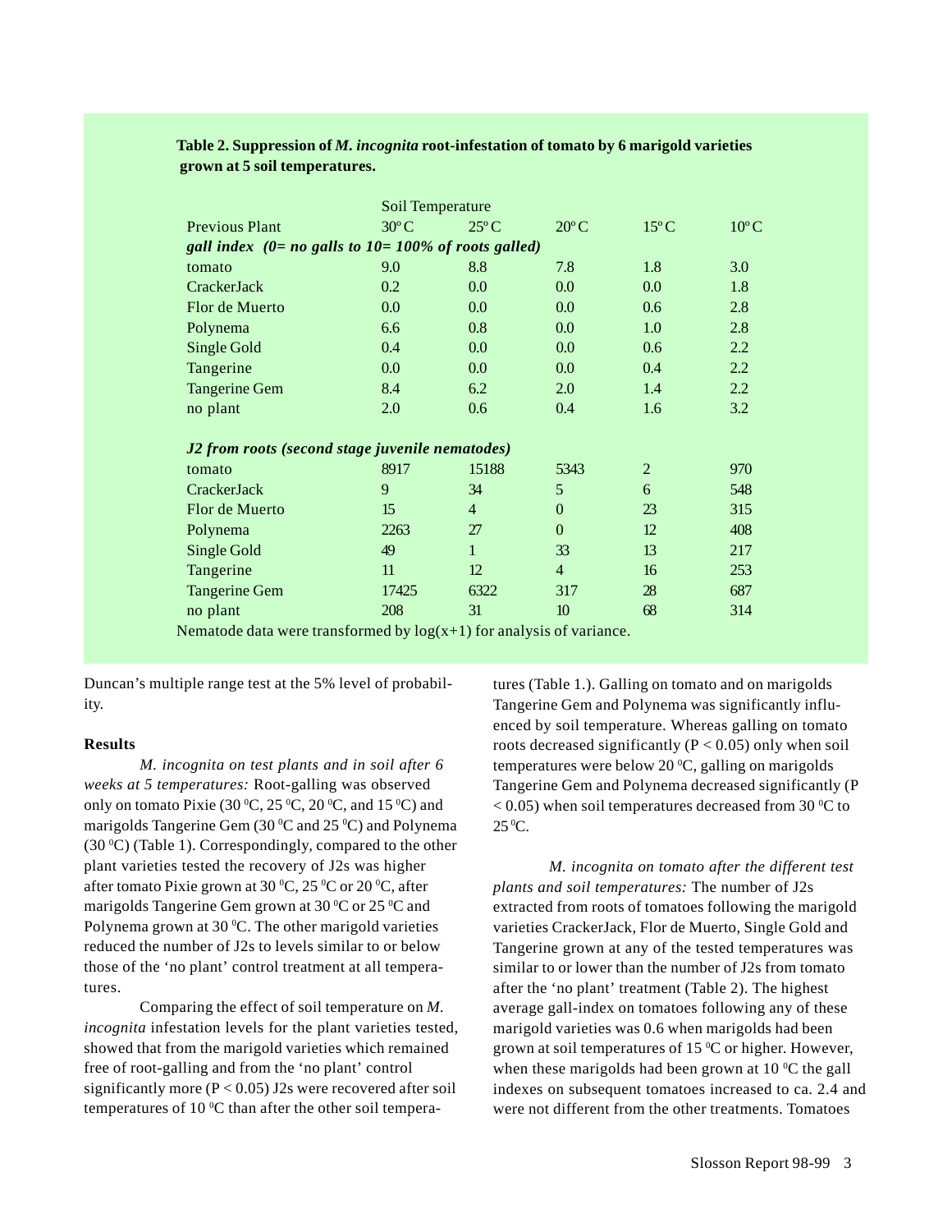**Table 2. Suppression of *M. incognita* root-infestation of tomato by 6 marigold varieties grown at 5 soil temperatures.**

| | Soil Temperature | | | | |
|---|---|---|---|---|---|
| Previous Plant | 30° C | 25° C | 20° C | 15° C | 10° C |
| ***gall index (0= no galls to 10= 100% of roots galled)*** | | | | | |
| tomato | 9.0 | 8.8 | 7.8 | 1.8 | 3.0 |
| CrackerJack | 0.2 | 0.0 | 0.0 | 0.0 | 1.8 |
| Flor de Muerto | 0.0 | 0.0 | 0.0 | 0.6 | 2.8 |
| Polynema | 6.6 | 0.8 | 0.0 | 1.0 | 2.8 |
| Single Gold | 0.4 | 0.0 | 0.0 | 0.6 | 2.2 |
| Tangerine | 0.0 | 0.0 | 0.0 | 0.4 | 2.2 |
| Tangerine Gem | 8.4 | 6.2 | 2.0 | 1.4 | 2.2 |
| no plant | 2.0 | 0.6 | 0.4 | 1.6 | 3.2 |
| ***J2 from roots (second stage juvenile nematodes)*** | | | | | |
| tomato | 8917 | 15188 | 5343 | 2 | 970 |
| CrackerJack | 9 | 34 | 5 | 6 | 548 |
| Flor de Muerto | 15 | 4 | 0 | 23 | 315 |
| Polynema | 2263 | 27 | 0 | 12 | 408 |
| Single Gold | 49 | 1 | 33 | 13 | 217 |
| Tangerine | 11 | 12 | 4 | 16 | 253 |
| Tangerine Gem | 17425 | 6322 | 317 | 28 | 687 |
| no plant | 208 | 31 | 10 | 68 | 314 |

Nematode data were transformed by log(x+1) for analysis of variance.

Duncan's multiple range test at the 5% level of probability.

**Results**

*M. incognita on test plants and in soil after 6 weeks at 5 temperatures:* Root-galling was observed only on tomato Pixie (30 °C, 25 °C, 20 °C, and 15 °C) and marigolds Tangerine Gem (30 °C and 25 °C) and Polynema (30 °C) (Table 1). Correspondingly, compared to the other plant varieties tested the recovery of J2s was higher after tomato Pixie grown at 30 °C, 25 °C or 20 °C, after marigolds Tangerine Gem grown at 30 °C or 25 °C and Polynema grown at 30 °C. The other marigold varieties reduced the number of J2s to levels similar to or below those of the 'no plant' control treatment at all temperatures.

Comparing the effect of soil temperature on *M. incognita* infestation levels for the plant varieties tested, showed that from the marigold varieties which remained free of root-galling and from the 'no plant' control significantly more ($P < 0.05$) J2s were recovered after soil temperatures of 10 °C than after the other soil temperatures (Table 1.). Galling on tomato and on marigolds Tangerine Gem and Polynema was significantly influenced by soil temperature. Whereas galling on tomato roots decreased significantly ($P < 0.05$) only when soil temperatures were below 20 °C, galling on marigolds Tangerine Gem and Polynema decreased significantly ($P < 0.05$) when soil temperatures decreased from 30 °C to 25 °C.

*M. incognita on tomato after the different test plants and soil temperatures:* The number of J2s extracted from roots of tomatoes following the marigold varieties CrackerJack, Flor de Muerto, Single Gold and Tangerine grown at any of the tested temperatures was similar to or lower than the number of J2s from tomato after the 'no plant' treatment (Table 2). The highest average gall-index on tomatoes following any of these marigold varieties was 0.6 when marigolds had been grown at soil temperatures of 15 °C or higher. However, when these marigolds had been grown at 10 °C the gall indexes on subsequent tomatoes increased to ca. 2.4 and were not different from the other treatments. Tomatoes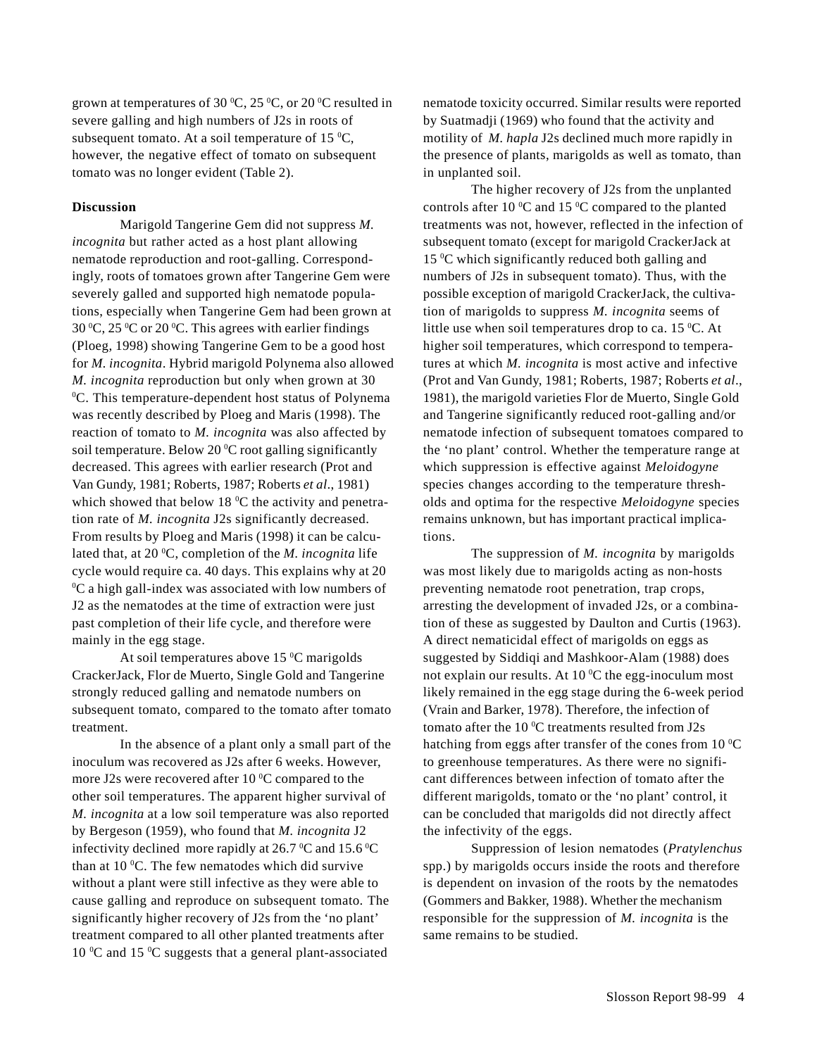grown at temperatures of 30 $^0$C, 25 $^0$C, or 20 $^0$C resulted in severe galling and high numbers of J2s in roots of subsequent tomato. At a soil temperature of 15 $^0$C, however, the negative effect of tomato on subsequent tomato was no longer evident (Table 2).

**Discussion**

Marigold Tangerine Gem did not suppress *M. incognita* but rather acted as a host plant allowing nematode reproduction and root-galling. Correspondingly, roots of tomatoes grown after Tangerine Gem were severely galled and supported high nematode populations, especially when Tangerine Gem had been grown at 30 $^0$C, 25 $^0$C or 20 $^0$C. This agrees with earlier findings (Ploeg, 1998) showing Tangerine Gem to be a good host for *M. incognita*. Hybrid marigold Polynema also allowed *M. incognita* reproduction but only when grown at 30 $^0$C. This temperature-dependent host status of Polynema was recently described by Ploeg and Maris (1998). The reaction of tomato to *M. incognita* was also affected by soil temperature. Below 20 $^0$C root galling significantly decreased. This agrees with earlier research (Prot and Van Gundy, 1981; Roberts, 1987; Roberts *et al*., 1981) which showed that below 18 $^0$C the activity and penetration rate of *M. incognita* J2s significantly decreased. From results by Ploeg and Maris (1998) it can be calculated that, at 20 $^0$C, completion of the *M. incognita* life cycle would require ca. 40 days. This explains why at 20 $^0$C a high gall-index was associated with low numbers of J2 as the nematodes at the time of extraction were just past completion of their life cycle, and therefore were mainly in the egg stage.

At soil temperatures above 15 $^0$C marigolds CrackerJack, Flor de Muerto, Single Gold and Tangerine strongly reduced galling and nematode numbers on subsequent tomato, compared to the tomato after tomato treatment.

In the absence of a plant only a small part of the inoculum was recovered as J2s after 6 weeks. However, more J2s were recovered after 10 $^0$C compared to the other soil temperatures. The apparent higher survival of *M. incognita* at a low soil temperature was also reported by Bergeson (1959), who found that *M. incognita* J2 infectivity declined more rapidly at 26.7 $^0$C and 15.6 $^0$C than at 10 $^0$C. The few nematodes which did survive without a plant were still infective as they were able to cause galling and reproduce on subsequent tomato. The significantly higher recovery of J2s from the 'no plant' treatment compared to all other planted treatments after 10 $^0$C and 15 $^0$C suggests that a general plant-associated nematode toxicity occurred. Similar results were reported by Suatmadji (1969) who found that the activity and motility of *M. hapla* J2s declined much more rapidly in the presence of plants, marigolds as well as tomato, than in unplanted soil.

The higher recovery of J2s from the unplanted controls after 10 $^0$C and 15 $^0$C compared to the planted treatments was not, however, reflected in the infection of subsequent tomato (except for marigold CrackerJack at 15 $^0$C which significantly reduced both galling and numbers of J2s in subsequent tomato). Thus, with the possible exception of marigold CrackerJack, the cultivation of marigolds to suppress *M. incognita* seems of little use when soil temperatures drop to ca. 15 $^0$C. At higher soil temperatures, which correspond to temperatures at which *M. incognita* is most active and infective (Prot and Van Gundy, 1981; Roberts, 1987; Roberts *et al*., 1981), the marigold varieties Flor de Muerto, Single Gold and Tangerine significantly reduced root-galling and/or nematode infection of subsequent tomatoes compared to the 'no plant' control. Whether the temperature range at which suppression is effective against *Meloidogyne* species changes according to the temperature thresholds and optima for the respective *Meloidogyne* species remains unknown, but has important practical implications.

The suppression of *M. incognita* by marigolds was most likely due to marigolds acting as non-hosts preventing nematode root penetration, trap crops, arresting the development of invaded J2s, or a combination of these as suggested by Daulton and Curtis (1963). A direct nematicidal effect of marigolds on eggs as suggested by Siddiqi and Mashkoor-Alam (1988) does not explain our results. At 10 $^0$C the egg-inoculum most likely remained in the egg stage during the 6-week period (Vrain and Barker, 1978). Therefore, the infection of tomato after the 10 $^0$C treatments resulted from J2s hatching from eggs after transfer of the cones from 10 $^0$C to greenhouse temperatures. As there were no significant differences between infection of tomato after the different marigolds, tomato or the 'no plant' control, it can be concluded that marigolds did not directly affect the infectivity of the eggs.

Suppression of lesion nematodes (*Pratylenchus* spp.) by marigolds occurs inside the roots and therefore is dependent on invasion of the roots by the nematodes (Gommers and Bakker, 1988). Whether the mechanism responsible for the suppression of *M. incognita* is the same remains to be studied.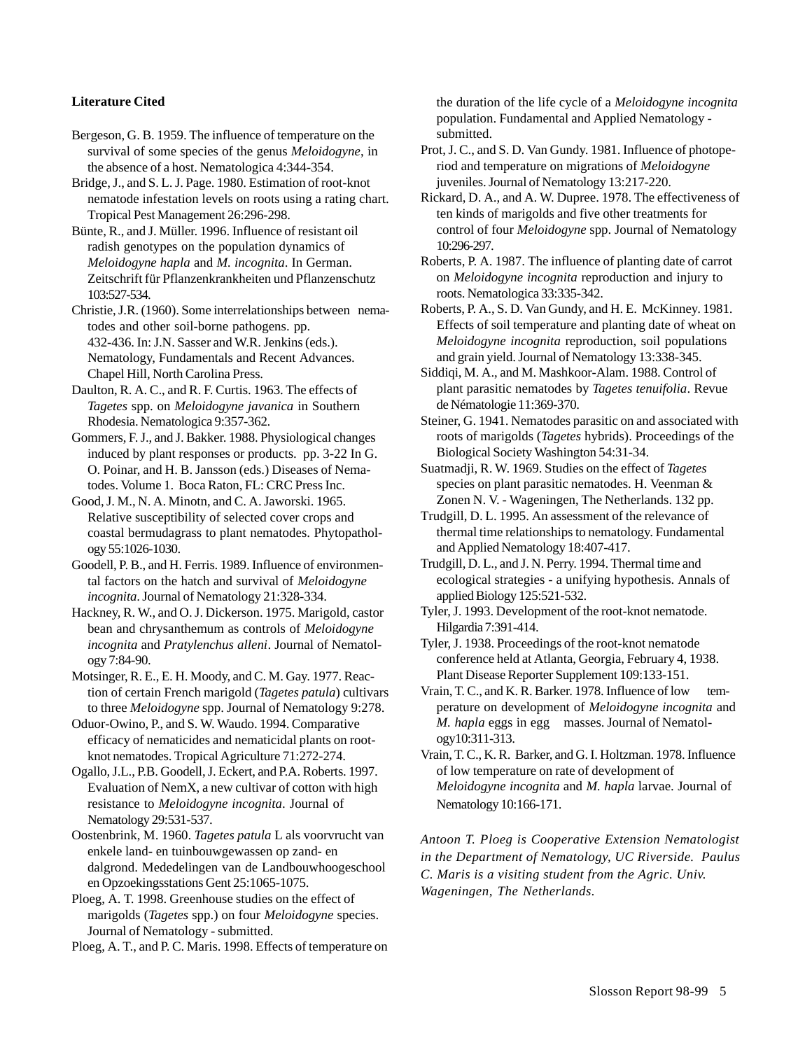**Literature Cited**

Bergeson, G. B. 1959. The influence of temperature on the survival of some species of the genus *Meloidogyne*, in the absence of a host. Nematologica 4:344-354.

Bridge, J., and S. L. J. Page. 1980. Estimation of root-knot nematode infestation levels on roots using a rating chart. Tropical Pest Management 26:296-298.

Bünte, R., and J. Müller. 1996. Influence of resistant oil radish genotypes on the population dynamics of *Meloidogyne hapla* and *M. incognita*. In German. Zeitschrift für Pflanzenkrankheiten und Pflanzenschutz 103:527-534.

Christie, J.R. (1960). Some interrelationships between nematodes and other soil-borne pathogens. pp. 432-436. In: J.N. Sasser and W.R. Jenkins (eds.). Nematology, Fundamentals and Recent Advances. Chapel Hill, North Carolina Press.

Daulton, R. A. C., and R. F. Curtis. 1963. The effects of *Tagetes* spp. on *Meloidogyne javanica* in Southern Rhodesia. Nematologica 9:357-362.

Gommers, F. J., and J. Bakker. 1988. Physiological changes induced by plant responses or products. pp. 3-22 In G. O. Poinar, and H. B. Jansson (eds.) Diseases of Nematodes. Volume 1. Boca Raton, FL: CRC Press Inc.

Good, J. M., N. A. Minotn, and C. A. Jaworski. 1965. Relative susceptibility of selected cover crops and coastal bermudagrass to plant nematodes. Phytopathology 55:1026-1030.

Goodell, P. B., and H. Ferris. 1989. Influence of environmental factors on the hatch and survival of *Meloidogyne incognita*. Journal of Nematology 21:328-334.

Hackney, R. W., and O. J. Dickerson. 1975. Marigold, castor bean and chrysanthemum as controls of *Meloidogyne incognita* and *Pratylenchus alleni*. Journal of Nematology 7:84-90.

Motsinger, R. E., E. H. Moody, and C. M. Gay. 1977. Reaction of certain French marigold (*Tagetes patula*) cultivars to three *Meloidogyne* spp. Journal of Nematology 9:278.

Oduor-Owino, P., and S. W. Waudo. 1994. Comparative efficacy of nematicides and nematicidal plants on root-knot nematodes. Tropical Agriculture 71:272-274.

Ogallo, J.L., P.B. Goodell, J. Eckert, and P.A. Roberts. 1997. Evaluation of NemX, a new cultivar of cotton with high resistance to *Meloidogyne incognita*. Journal of Nematology 29:531-537.

Oostenbrink, M. 1960. *Tagetes patula* L als voorvrucht van enkele land- en tuinbouwgewassen op zand- en dalgrond. Mededelingen van de Landbouwhoogeschool en Opzoekingsstations Gent 25:1065-1075.

Ploeg, A. T. 1998. Greenhouse studies on the effect of marigolds (*Tagetes* spp.) on four *Meloidogyne* species. Journal of Nematology - submitted.

Ploeg, A. T., and P. C. Maris. 1998. Effects of temperature on the duration of the life cycle of a *Meloidogyne incognita* population. Fundamental and Applied Nematology - submitted.

Prot, J. C., and S. D. Van Gundy. 1981. Influence of photoperiod and temperature on migrations of *Meloidogyne* juveniles. Journal of Nematology 13:217-220.

Rickard, D. A., and A. W. Dupree. 1978. The effectiveness of ten kinds of marigolds and five other treatments for control of four *Meloidogyne* spp. Journal of Nematology 10:296-297.

Roberts, P. A. 1987. The influence of planting date of carrot on *Meloidogyne incognita* reproduction and injury to roots. Nematologica 33:335-342.

Roberts, P. A., S. D. Van Gundy, and H. E. McKinney. 1981. Effects of soil temperature and planting date of wheat on *Meloidogyne incognita* reproduction, soil populations and grain yield. Journal of Nematology 13:338-345.

Siddiqi, M. A., and M. Mashkoor-Alam. 1988. Control of plant parasitic nematodes by *Tagetes tenuifolia*. Revue de Nématologie 11:369-370.

Steiner, G. 1941. Nematodes parasitic on and associated with roots of marigolds (*Tagetes* hybrids). Proceedings of the Biological Society Washington 54:31-34.

Suatmadji, R. W. 1969. Studies on the effect of *Tagetes* species on plant parasitic nematodes. H. Veenman & Zonen N. V. - Wageningen, The Netherlands. 132 pp.

Trudgill, D. L. 1995. An assessment of the relevance of thermal time relationships to nematology. Fundamental and Applied Nematology 18:407-417.

Trudgill, D. L., and J. N. Perry. 1994. Thermal time and ecological strategies - a unifying hypothesis. Annals of applied Biology 125:521-532.

Tyler, J. 1993. Development of the root-knot nematode. Hilgardia 7:391-414.

Tyler, J. 1938. Proceedings of the root-knot nematode conference held at Atlanta, Georgia, February 4, 1938. Plant Disease Reporter Supplement 109:133-151.

Vrain, T. C., and K. R. Barker. 1978. Influence of low temperature on development of *Meloidogyne incognita* and *M. hapla* eggs in egg masses. Journal of Nematology10:311-313.

Vrain, T. C., K. R. Barker, and G. I. Holtzman. 1978. Influence of low temperature on rate of development of *Meloidogyne incognita* and *M. hapla* larvae. Journal of Nematology 10:166-171.

*Antoon T. Ploeg is Cooperative Extension Nematologist in the Department of Nematology, UC Riverside. Paulus C. Maris is a visiting student from the Agric. Univ. Wageningen, The Netherlands.*